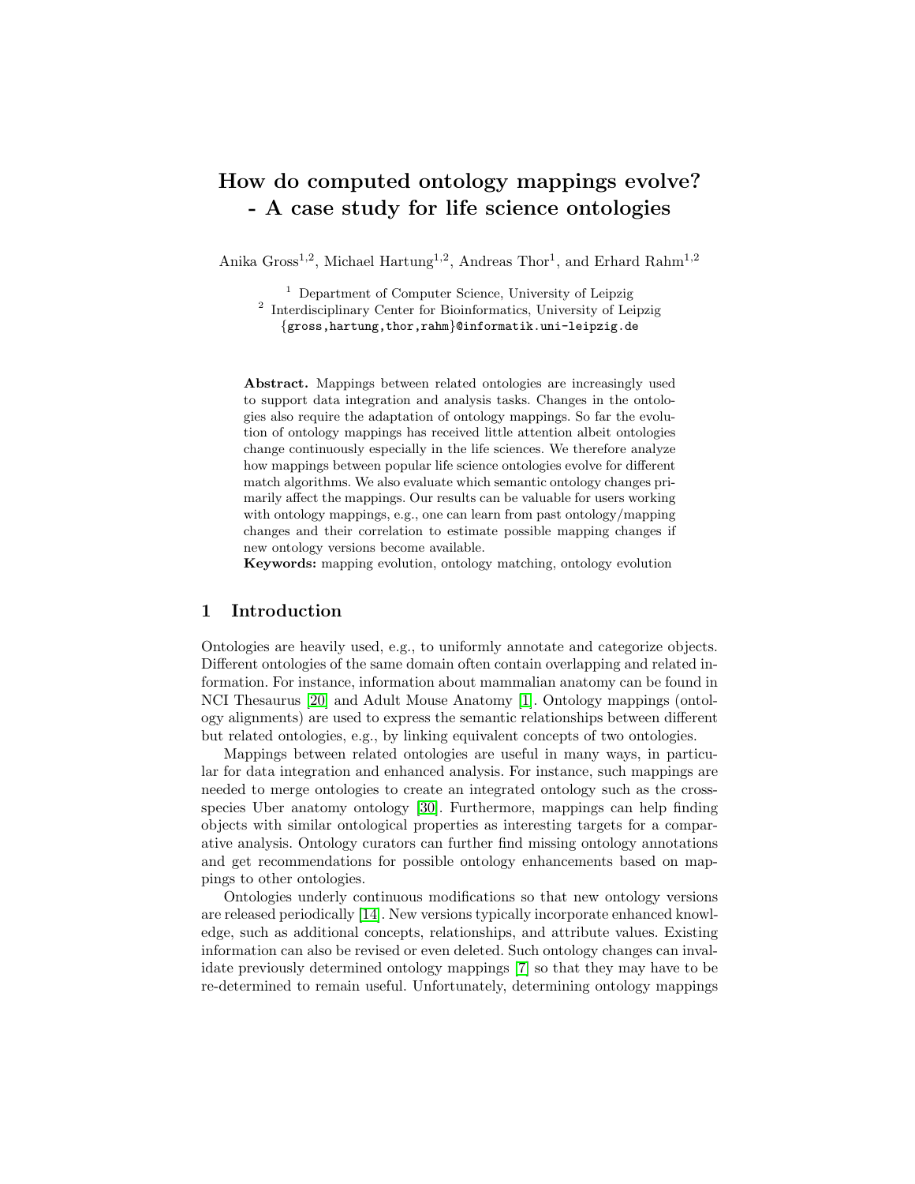# How do computed ontology mappings evolve? - A case study for life science ontologies

Anika Gross[1,2], Michael Hartung[1,2], Andreas Thor[1], and Erhard Rahm[1,2]

[1] Department of Computer Science, University of Leipzig
[2] Interdisciplinary Center for Bioinformatics, University of Leipzig
{gross,hartung,thor,rahm}@informatik.uni-leipzig.de

**Abstract.** Mappings between related ontologies are increasingly used to support data integration and analysis tasks. Changes in the ontologies also require the adaptation of ontology mappings. So far the evolution of ontology mappings has received little attention albeit ontologies change continuously especially in the life sciences. We therefore analyze how mappings between popular life science ontologies evolve for different match algorithms. We also evaluate which semantic ontology changes primarily affect the mappings. Our results can be valuable for users working with ontology mappings, e.g., one can learn from past ontology/mapping changes and their correlation to estimate possible mapping changes if new ontology versions become available.

**Keywords:** mapping evolution, ontology matching, ontology evolution

## 1 Introduction

Ontologies are heavily used, e.g., to uniformly annotate and categorize objects. Different ontologies of the same domain often contain overlapping and related information. For instance, information about mammalian anatomy can be found in NCI Thesaurus [20] and Adult Mouse Anatomy [1]. Ontology mappings (ontology alignments) are used to express the semantic relationships between different but related ontologies, e.g., by linking equivalent concepts of two ontologies.

Mappings between related ontologies are useful in many ways, in particular for data integration and enhanced analysis. For instance, such mappings are needed to merge ontologies to create an integrated ontology such as the cross-species Uber anatomy ontology [30]. Furthermore, mappings can help finding objects with similar ontological properties as interesting targets for a comparative analysis. Ontology curators can further find missing ontology annotations and get recommendations for possible ontology enhancements based on mappings to other ontologies.

Ontologies underly continuous modifications so that new ontology versions are released periodically [14]. New versions typically incorporate enhanced knowledge, such as additional concepts, relationships, and attribute values. Existing information can also be revised or even deleted. Such ontology changes can invalidate previously determined ontology mappings [7] so that they may have to be re-determined to remain useful. Unfortunately, determining ontology mappings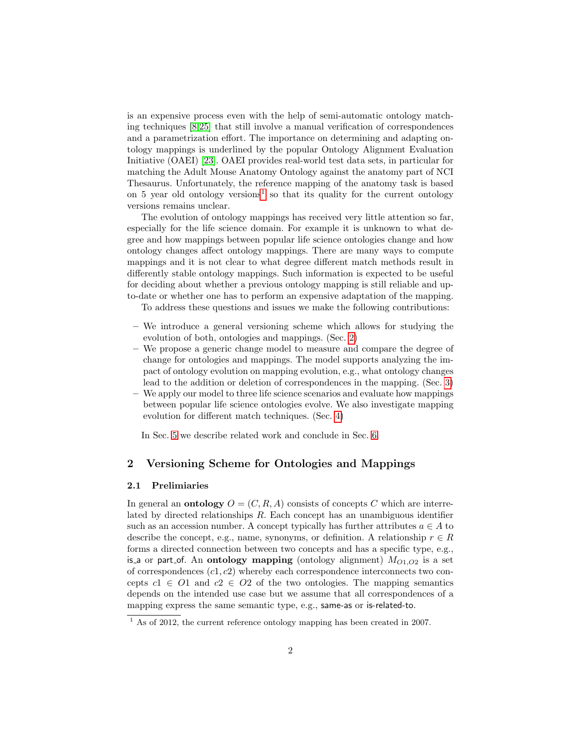is an expensive process even with the help of semi-automatic ontology matching techniques [8,25] that still involve a manual verification of correspondences and a parametrization effort. The importance on determining and adapting ontology mappings is underlined by the popular Ontology Alignment Evaluation Initiative (OAEI) [23]. OAEI provides real-world test data sets, in particular for matching the Adult Mouse Anatomy Ontology against the anatomy part of NCI Thesaurus. Unfortunately, the reference mapping of the anatomy task is based on 5 year old ontology versions[1] so that its quality for the current ontology versions remains unclear.

The evolution of ontology mappings has received very little attention so far, especially for the life science domain. For example it is unknown to what degree and how mappings between popular life science ontologies change and how ontology changes affect ontology mappings. There are many ways to compute mappings and it is not clear to what degree different match methods result in differently stable ontology mappings. Such information is expected to be useful for deciding about whether a previous ontology mapping is still reliable and up-to-date or whether one has to perform an expensive adaptation of the mapping.

To address these questions and issues we make the following contributions:

- We introduce a general versioning scheme which allows for studying the evolution of both, ontologies and mappings. (Sec. 2)
- We propose a generic change model to measure and compare the degree of change for ontologies and mappings. The model supports analyzing the impact of ontology evolution on mapping evolution, e.g., what ontology changes lead to the addition or deletion of correspondences in the mapping. (Sec. 3)
- We apply our model to three life science scenarios and evaluate how mappings between popular life science ontologies evolve. We also investigate mapping evolution for different match techniques. (Sec. 4)

In Sec. 5 we describe related work and conclude in Sec. 6.

## 2 Versioning Scheme for Ontologies and Mappings

### 2.1 Prelimiaries

In general an **ontology** $O = (C, R, A)$ consists of concepts $C$ which are interrelated by directed relationships $R$. Each concept has an unambiguous identifier such as an accession number. A concept typically has further attributes $a \in A$ to describe the concept, e.g., name, synonyms, or definition. A relationship $r \in R$ forms a directed connection between two concepts and has a specific type, e.g., is_a or part_of. An **ontology mapping** (ontology alignment) $M_{O1,O2}$ is a set of correspondences $(c1, c2)$ whereby each correspondence interconnects two concepts $c1 \in O1$ and $c2 \in O2$ of the two ontologies. The mapping semantics depends on the intended use case but we assume that all correspondences of a mapping express the same semantic type, e.g., same-as or is-related-to.

[1] As of 2012, the current reference ontology mapping has been created in 2007.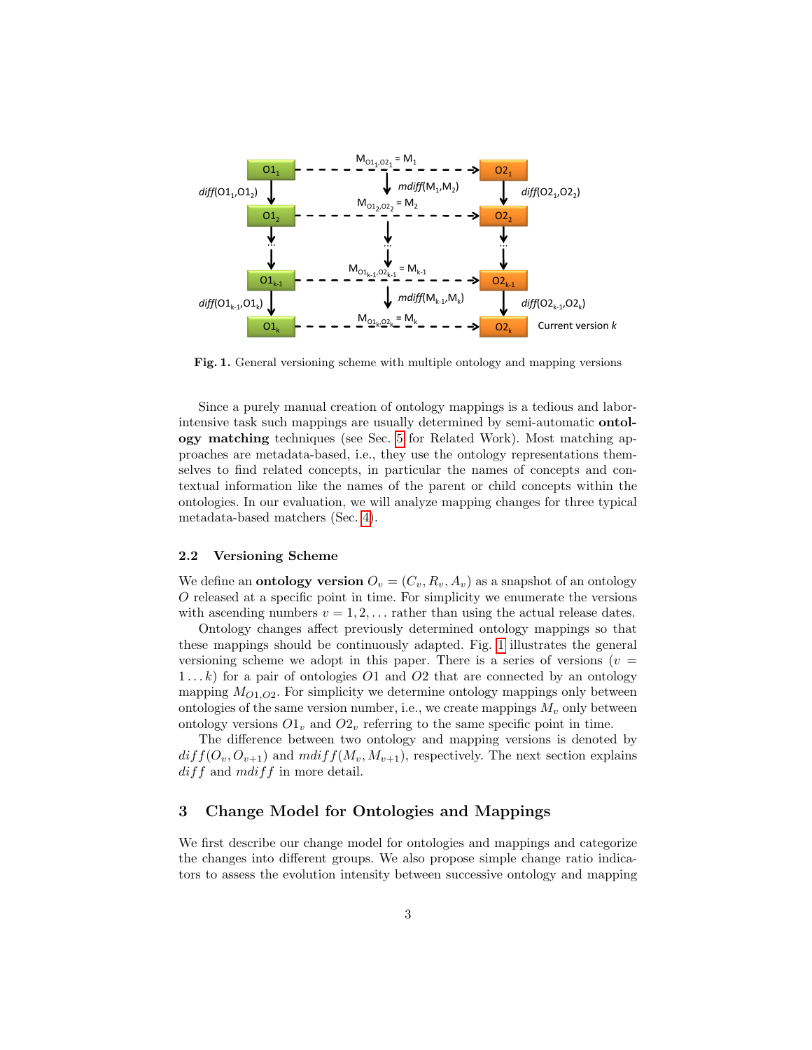**Fig. 1.** General versioning scheme with multiple ontology and mapping versions

Since a purely manual creation of ontology mappings is a tedious and labor-intensive task such mappings are usually determined by semi-automatic **ontology matching** techniques (see Sec. 5 for Related Work). Most matching approaches are metadata-based, i.e., they use the ontology representations themselves to find related concepts, in particular the names of concepts and contextual information like the names of the parent or child concepts within the ontologies. In our evaluation, we will analyze mapping changes for three typical metadata-based matchers (Sec. 4).

### 2.2 Versioning Scheme

We define an **ontology version** $O_v = (C_v, R_v, A_v)$ as a snapshot of an ontology $O$ released at a specific point in time. For simplicity we enumerate the versions with ascending numbers $v = 1, 2, \ldots$ rather than using the actual release dates.

Ontology changes affect previously determined ontology mappings so that these mappings should be continuously adapted. Fig. 1 illustrates the general versioning scheme we adopt in this paper. There is a series of versions ($v = 1 \ldots k$) for a pair of ontologies $O1$ and $O2$ that are connected by an ontology mapping $M_{O1,O2}$. For simplicity we determine ontology mappings only between ontologies of the same version number, i.e., we create mappings $M_v$ only between ontology versions $O1_v$ and $O2_v$ referring to the same specific point in time.

The difference between two ontology and mapping versions is denoted by $diff(O_v, O_{v+1})$ and $mdiff(M_v, M_{v+1})$, respectively. The next section explains $diff$ and $mdiff$ in more detail.

## 3 Change Model for Ontologies and Mappings

We first describe our change model for ontologies and mappings and categorize the changes into different groups. We also propose simple change ratio indicators to assess the evolution intensity between successive ontology and mapping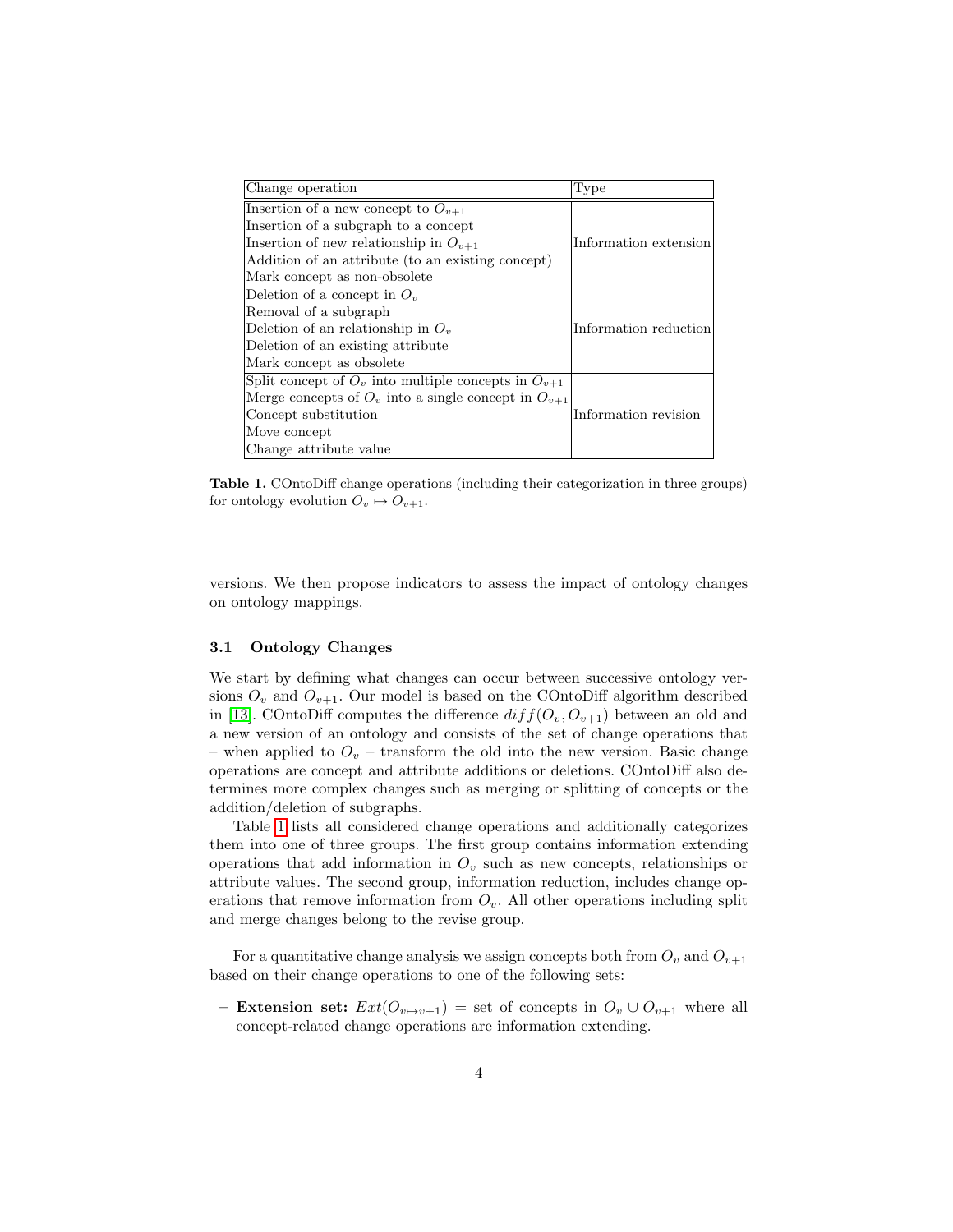| Change operation | Type |
|---|---|
| Insertion of a new concept to $O_{v+1}$ | Information extension |
| Insertion of a subgraph to a concept | Information extension |
| Insertion of new relationship in $O_{v+1}$ | Information extension |
| Addition of an attribute (to an existing concept) | Information extension |
| Mark concept as non-obsolete | Information extension |
| Deletion of a concept in $O_v$ | Information reduction |
| Removal of a subgraph | Information reduction |
| Deletion of an relationship in $O_v$ | Information reduction |
| Deletion of an existing attribute | Information reduction |
| Mark concept as obsolete | Information reduction |
| Split concept of $O_v$ into multiple concepts in $O_{v+1}$ | Information revision |
| Merge concepts of $O_v$ into a single concept in $O_{v+1}$ | Information revision |
| Concept substitution | Information revision |
| Move concept | Information revision |
| Change attribute value | Information revision |

**Table 1.** COntoDiff change operations (including their categorization in three groups) for ontology evolution $O_v \mapsto O_{v+1}$.

versions. We then propose indicators to assess the impact of ontology changes on ontology mappings.

### 3.1 Ontology Changes

We start by defining what changes can occur between successive ontology versions $O_v$ and $O_{v+1}$. Our model is based on the COntoDiff algorithm described in [13]. COntoDiff computes the difference $diff(O_v, O_{v+1})$ between an old and a new version of an ontology and consists of the set of change operations that – when applied to $O_v$ – transform the old into the new version. Basic change operations are concept and attribute additions or deletions. COntoDiff also determines more complex changes such as merging or splitting of concepts or the addition/deletion of subgraphs.

Table 1 lists all considered change operations and additionally categorizes them into one of three groups. The first group contains information extending operations that add information in $O_v$ such as new concepts, relationships or attribute values. The second group, information reduction, includes change operations that remove information from $O_v$. All other operations including split and merge changes belong to the revise group.

For a quantitative change analysis we assign concepts both from $O_v$ and $O_{v+1}$ based on their change operations to one of the following sets:

- **Extension set:** $Ext(O_{v \mapsto v+1})$ = set of concepts in $O_v \cup O_{v+1}$ where all concept-related change operations are information extending.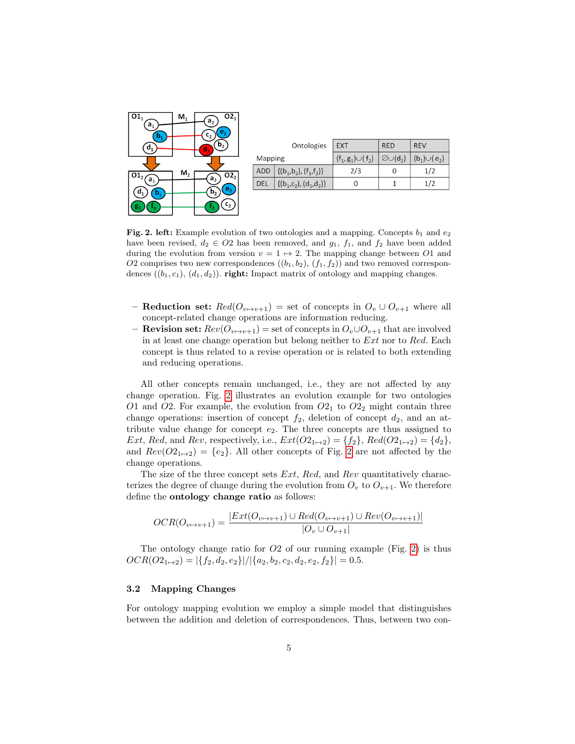| | Ontologies | EXT | RED | REV |
|---|---|---|---|---|
| Mapping | | $\{f_1, g_1\} \cup \{f_2\}$ | $\emptyset \cup \{d_2\}$ | $\{b_1\} \cup \{e_2\}$ |
| ADD | $\{(b_1,b_2), (f_1,f_2)\}$ | 2/3 | 0 | 1/2 |
| DEL | $\{(b_1,c_2), (d_1,d_2)\}$ | 0 | 1 | 1/2 |

**Fig. 2. left:** Example evolution of two ontologies and a mapping. Concepts $b_1$ and $e_2$ have been revised, $d_2 \in O2$ has been removed, and $g_1$, $f_1$, and $f_2$ have been added during the evolution from version $v = 1 \mapsto 2$. The mapping change between $O1$ and $O2$ comprises two new correspondences ($(b_1, b_2)$, $(f_1, f_2)$) and two removed correspondences ($(b_1, c_2)$, $(d_1, d_2)$). **right:** Impact matrix of ontology and mapping changes.

- **Reduction set:** $Red(O_{v \mapsto v+1})$ = set of concepts in $O_v \cup O_{v+1}$ where all concept-related change operations are information reducing.
- **Revision set:** $Rev(O_{v \mapsto v+1})$ = set of concepts in $O_v \cup O_{v+1}$ that are involved in at least one change operation but belong neither to $Ext$ nor to $Red$. Each concept is thus related to a revise operation or is related to both extending and reducing operations.

All other concepts remain unchanged, i.e., they are not affected by any change operation. Fig. 2 illustrates an evolution example for two ontologies $O1$ and $O2$. For example, the evolution from $O2_1$ to $O2_2$ might contain three change operations: insertion of concept $f_2$, deletion of concept $d_2$, and an attribute value change for concept $e_2$. The three concepts are thus assigned to $Ext$, $Red$, and $Rev$, respectively, i.e., $Ext(O2_{1 \mapsto 2}) = \{f_2\}$, $Red(O2_{1 \mapsto 2}) = \{d_2\}$, and $Rev(O2_{1 \mapsto 2}) = \{e_2\}$. All other concepts of Fig. 2 are not affected by the change operations.

The size of the three concept sets $Ext$, $Red$, and $Rev$ quantitatively characterizes the degree of change during the evolution from $O_v$ to $O_{v+1}$. We therefore define the **ontology change ratio** as follows:

$$OCR(O_{v \mapsto v+1}) = \frac{|Ext(O_{v \mapsto v+1}) \cup Red(O_{v \mapsto v+1}) \cup Rev(O_{v \mapsto v+1})|}{|O_v \cup O_{v+1}|}$$

The ontology change ratio for $O2$ of our running example (Fig. 2) is thus $OCR(O2_{1 \mapsto 2}) = |\{f_2, d_2, e_2\}|/|\{a_2, b_2, c_2, d_2, e_2, f_2\}| = 0.5$.

### 3.2 Mapping Changes

For ontology mapping evolution we employ a simple model that distinguishes between the addition and deletion of correspondences. Thus, between two con-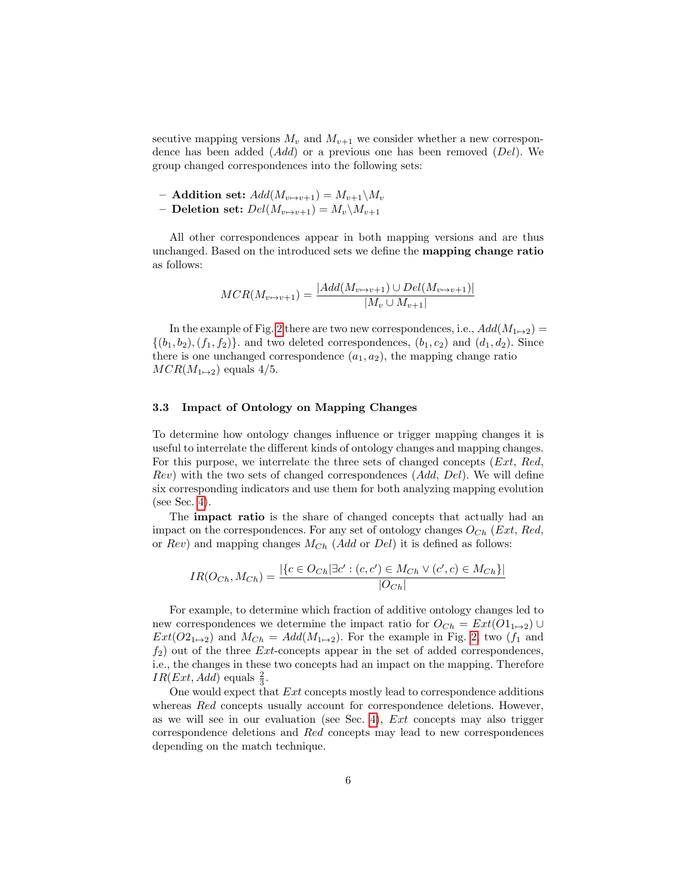secutive mapping versions $M_v$ and $M_{v+1}$ we consider whether a new correspondence has been added (*Add*) or a previous one has been removed (*Del*). We group changed correspondences into the following sets:

- **Addition set:** $Add(M_{v\mapsto v+1}) = M_{v+1} \backslash M_v$
- **Deletion set:** $Del(M_{v\mapsto v+1}) = M_v \backslash M_{v+1}$

All other correspondences appear in both mapping versions and are thus unchanged. Based on the introduced sets we define the **mapping change ratio** as follows:

$$MCR(M_{v\mapsto v+1}) = \frac{|Add(M_{v\mapsto v+1}) \cup Del(M_{v\mapsto v+1})|}{|M_v \cup M_{v+1}|}$$

In the example of Fig. 2 there are two new correspondences, i.e., $Add(M_{1\mapsto 2}) = \{(b_1, b_2), (f_1, f_2)\}$. and two deleted correspondences, $(b_1, c_2)$ and $(d_1, d_2)$. Since there is one unchanged correspondence $(a_1, a_2)$, the mapping change ratio $MCR(M_{1\mapsto 2})$ equals 4/5.

### 3.3 Impact of Ontology on Mapping Changes

To determine how ontology changes influence or trigger mapping changes it is useful to interrelate the different kinds of ontology changes and mapping changes. For this purpose, we interrelate the three sets of changed concepts (*Ext*, *Red*, *Rev*) with the two sets of changed correspondences (*Add*, *Del*). We will define six corresponding indicators and use them for both analyzing mapping evolution (see Sec. 4).

The **impact ratio** is the share of changed concepts that actually had an impact on the correspondences. For any set of ontology changes $O_{Ch}$ (*Ext*, *Red*, or *Rev*) and mapping changes $M_{Ch}$ (*Add* or *Del*) it is defined as follows:

$$IR(O_{Ch}, M_{Ch}) = \frac{|\{c \in O_{Ch} | \exists c' : (c, c') \in M_{Ch} \vee (c', c) \in M_{Ch}\}|}{|O_{Ch}|}$$

For example, to determine which fraction of additive ontology changes led to new correspondences we determine the impact ratio for $O_{Ch} = Ext(O1_{1\mapsto 2}) \cup Ext(O2_{1\mapsto 2})$ and $M_{Ch} = Add(M_{1\mapsto 2})$. For the example in Fig. 2, two ($f_1$ and $f_2$) out of the three *Ext*-concepts appear in the set of added correspondences, i.e., the changes in these two concepts had an impact on the mapping. Therefore $IR(Ext, Add)$ equals $\frac{2}{3}$.

One would expect that *Ext* concepts mostly lead to correspondence additions whereas *Red* concepts usually account for correspondence deletions. However, as we will see in our evaluation (see Sec. 4), *Ext* concepts may also trigger correspondence deletions and *Red* concepts may lead to new correspondences depending on the match technique.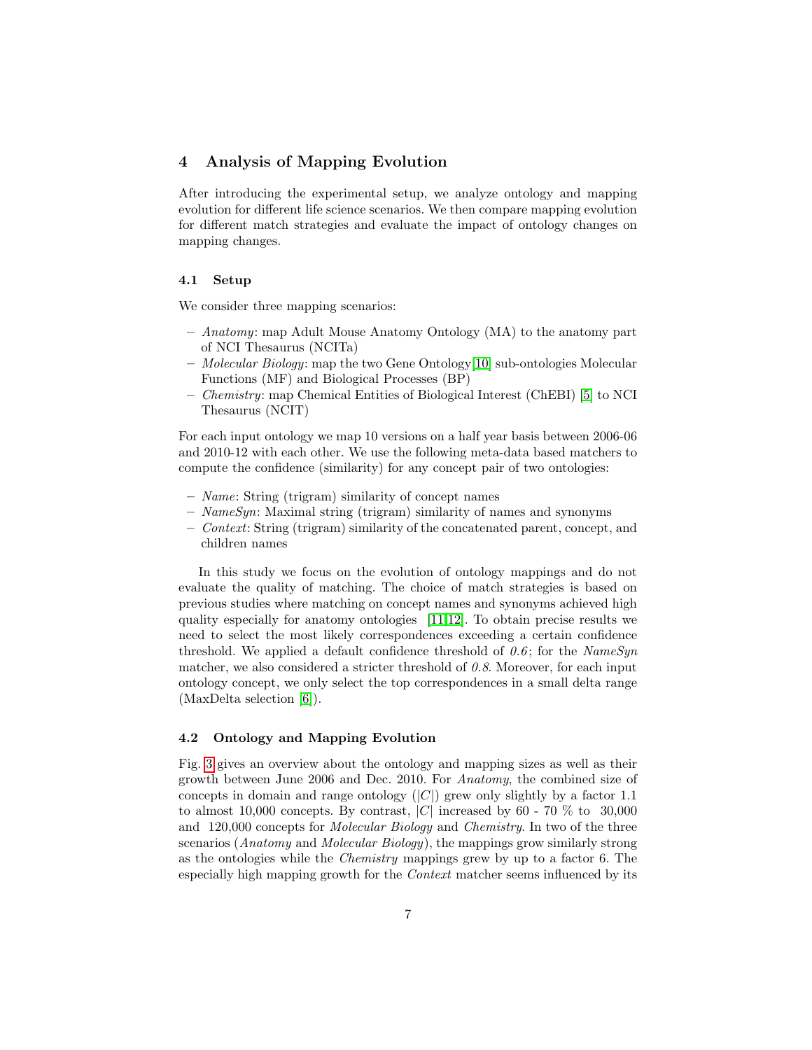## 4 Analysis of Mapping Evolution

After introducing the experimental setup, we analyze ontology and mapping evolution for different life science scenarios. We then compare mapping evolution for different match strategies and evaluate the impact of ontology changes on mapping changes.

### 4.1 Setup

We consider three mapping scenarios:

- *Anatomy*: map Adult Mouse Anatomy Ontology (MA) to the anatomy part of NCI Thesaurus (NCITa)
- *Molecular Biology*: map the two Gene Ontology[10] sub-ontologies Molecular Functions (MF) and Biological Processes (BP)
- *Chemistry*: map Chemical Entities of Biological Interest (ChEBI) [5] to NCI Thesaurus (NCIT)

For each input ontology we map 10 versions on a half year basis between 2006-06 and 2010-12 with each other. We use the following meta-data based matchers to compute the confidence (similarity) for any concept pair of two ontologies:

- *Name*: String (trigram) similarity of concept names
- *NameSyn*: Maximal string (trigram) similarity of names and synonyms
- *Context*: String (trigram) similarity of the concatenated parent, concept, and children names

In this study we focus on the evolution of ontology mappings and do not evaluate the quality of matching. The choice of match strategies is based on previous studies where matching on concept names and synonyms achieved high quality especially for anatomy ontologies [11,12]. To obtain precise results we need to select the most likely correspondences exceeding a certain confidence threshold. We applied a default confidence threshold of *0.6*; for the *NameSyn* matcher, we also considered a stricter threshold of *0.8*. Moreover, for each input ontology concept, we only select the top correspondences in a small delta range (MaxDelta selection [6]).

### 4.2 Ontology and Mapping Evolution

Fig. 3 gives an overview about the ontology and mapping sizes as well as their growth between June 2006 and Dec. 2010. For *Anatomy*, the combined size of concepts in domain and range ontology ($|C|$) grew only slightly by a factor 1.1 to almost 10,000 concepts. By contrast, $|C|$ increased by 60 - 70 % to 30,000 and 120,000 concepts for *Molecular Biology* and *Chemistry*. In two of the three scenarios (*Anatomy* and *Molecular Biology*), the mappings grow similarly strong as the ontologies while the *Chemistry* mappings grew by up to a factor 6. The especially high mapping growth for the *Context* matcher seems influenced by its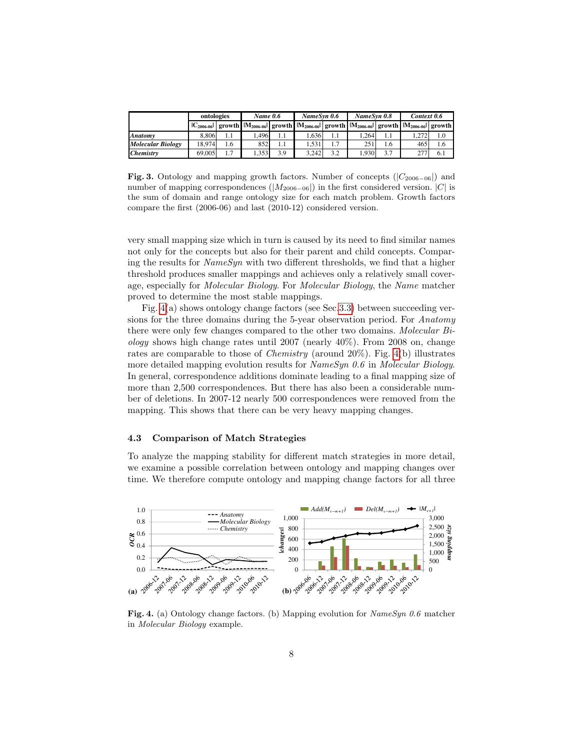| | ontologies | | *Name 0.6* | | *NameSyn 0.6* | | *NameSyn 0.8* | | *Context 0.6* | |
|---|---|---|---|---|---|---|---|---|---|---|
| | $\|C_{2006\text{-}06}\|$ | growth | $\|M_{2006\text{-}06}\|$ | growth | $\|M_{2006\text{-}06}\|$ | growth | $\|M_{2006\text{-}06}\|$ | growth | $\|M_{2006\text{-}06}\|$ | growth |
| ***Anatomy*** | 8,806 | 1.1 | 1,496 | 1.1 | 1,636 | 1.1 | 1,264 | 1.1 | 1,272 | 1.0 |
| ***Molecular Biology*** | 18,974 | 1.6 | 852 | 1.1 | 1,531 | 1.7 | 251 | 1.6 | 465 | 1.6 |
| ***Chemistry*** | 69,005 | 1.7 | 1,353 | 3.9 | 3,242 | 3.2 | 1,930 | 3.7 | 277 | 6.1 |

**Fig. 3.** Ontology and mapping growth factors. Number of concepts ($|C_{2006-06}|$) and number of mapping correspondences ($|M_{2006-06}|$) in the first considered version. $|C|$ is the sum of domain and range ontology size for each match problem. Growth factors compare the first (2006-06) and last (2010-12) considered version.

very small mapping size which in turn is caused by its need to find similar names not only for the concepts but also for their parent and child concepts. Comparing the results for *NameSyn* with two different thresholds, we find that a higher threshold produces smaller mappings and achieves only a relatively small coverage, especially for *Molecular Biology*. For *Molecular Biology*, the *Name* matcher proved to determine the most stable mappings.

Fig. 4(a) shows ontology change factors (see Sec. 3.3) between succeeding versions for the three domains during the 5-year observation period. For *Anatomy* there were only few changes compared to the other two domains. *Molecular Biology* shows high change rates until 2007 (nearly 40%). From 2008 on, change rates are comparable to those of *Chemistry* (around 20%). Fig. 4(b) illustrates more detailed mapping evolution results for *NameSyn 0.6* in *Molecular Biology*. In general, correspondence additions dominate leading to a final mapping size of more than 2,500 correspondences. But there has also been a considerable number of deletions. In 2007-12 nearly 500 correspondences were removed from the mapping. This shows that there can be very heavy mapping changes.

### 4.3 Comparison of Match Strategies

To analyze the mapping stability for different match strategies in more detail, we examine a possible correlation between ontology and mapping changes over time. We therefore compute ontology and mapping change factors for all three

**Fig. 4.** (a) Ontology change factors. (b) Mapping evolution for *NameSyn 0.6* matcher in *Molecular Biology* example.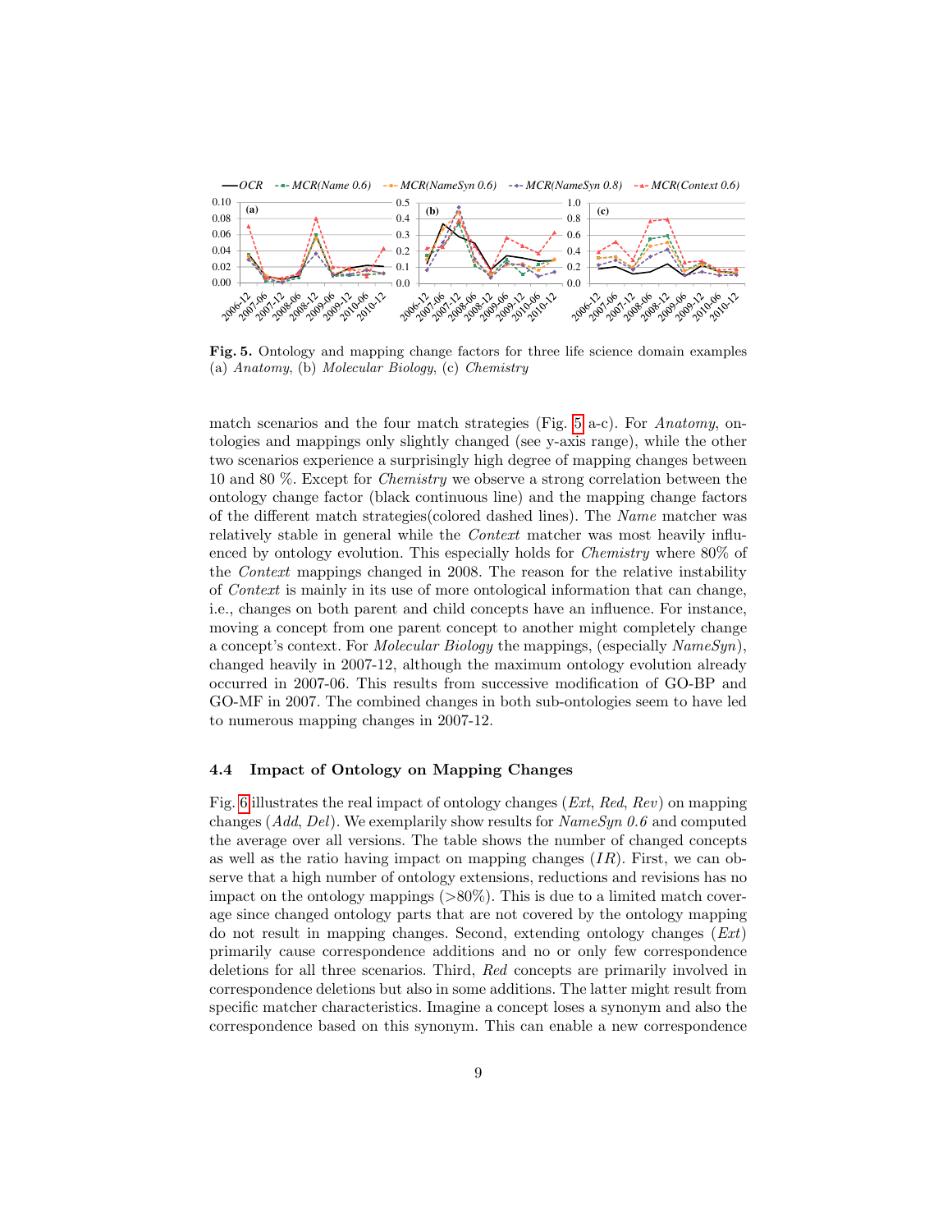**Fig. 5.** Ontology and mapping change factors for three life science domain examples (a) *Anatomy*, (b) *Molecular Biology*, (c) *Chemistry*

match scenarios and the four match strategies (Fig. 5 a-c). For *Anatomy*, ontologies and mappings only slightly changed (see y-axis range), while the other two scenarios experience a surprisingly high degree of mapping changes between 10 and 80 %. Except for *Chemistry* we observe a strong correlation between the ontology change factor (black continuous line) and the mapping change factors of the different match strategies(colored dashed lines). The *Name* matcher was relatively stable in general while the *Context* matcher was most heavily influenced by ontology evolution. This especially holds for *Chemistry* where 80% of the *Context* mappings changed in 2008. The reason for the relative instability of *Context* is mainly in its use of more ontological information that can change, i.e., changes on both parent and child concepts have an influence. For instance, moving a concept from one parent concept to another might completely change a concept's context. For *Molecular Biology* the mappings, (especially *NameSyn*), changed heavily in 2007-12, although the maximum ontology evolution already occurred in 2007-06. This results from successive modification of GO-BP and GO-MF in 2007. The combined changes in both sub-ontologies seem to have led to numerous mapping changes in 2007-12.

### 4.4 Impact of Ontology on Mapping Changes

Fig. 6 illustrates the real impact of ontology changes (*Ext*, *Red*, *Rev*) on mapping changes (*Add*, *Del*). We exemplarily show results for *NameSyn 0.6* and computed the average over all versions. The table shows the number of changed concepts as well as the ratio having impact on mapping changes ($IR$). First, we can observe that a high number of ontology extensions, reductions and revisions has no impact on the ontology mappings (>80%). This is due to a limited match coverage since changed ontology parts that are not covered by the ontology mapping do not result in mapping changes. Second, extending ontology changes (*Ext*) primarily cause correspondence additions and no or only few correspondence deletions for all three scenarios. Third, *Red* concepts are primarily involved in correspondence deletions but also in some additions. The latter might result from specific matcher characteristics. Imagine a concept loses a synonym and also the correspondence based on this synonym. This can enable a new correspondence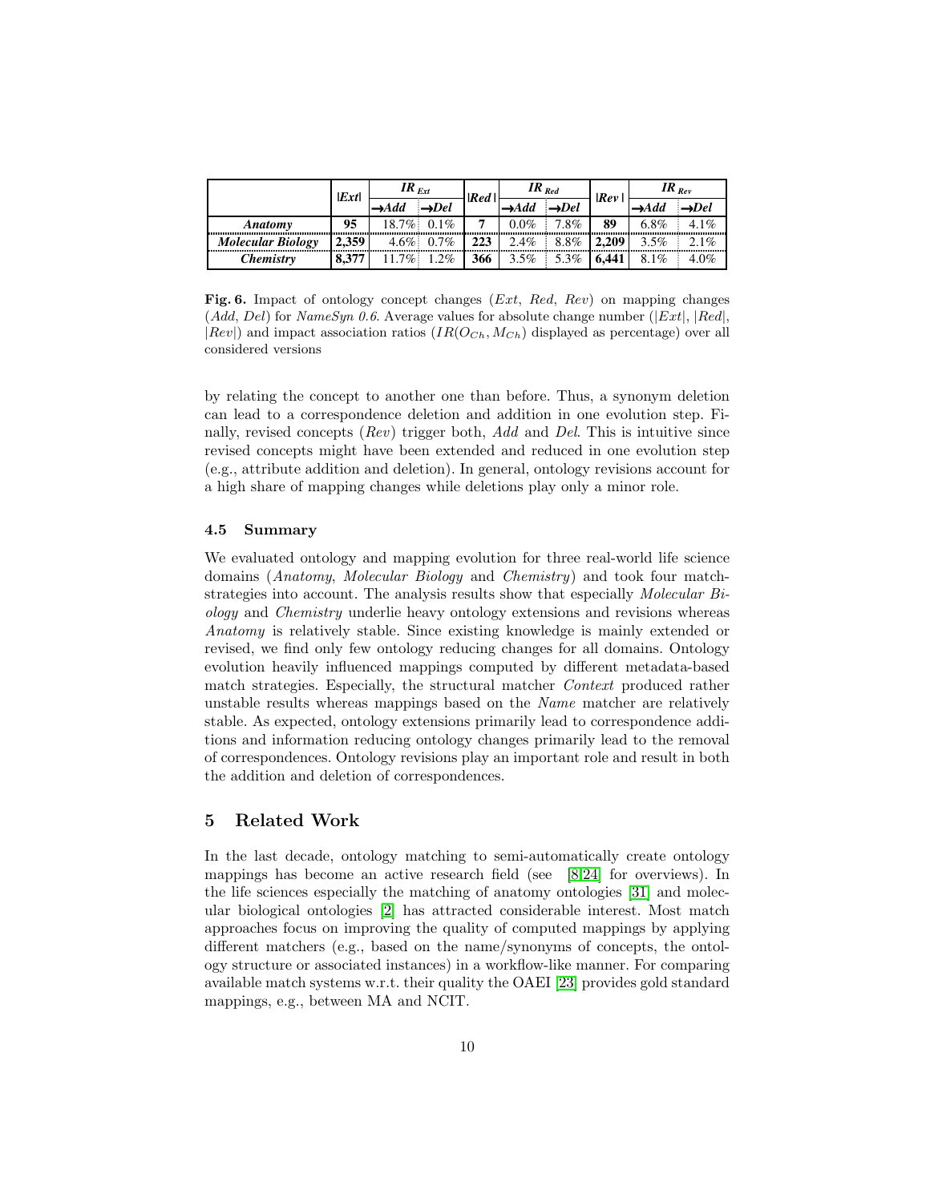| | \|*Ext*\| | *IR* $_{Ext}$ | | \|*Red*\| | *IR* $_{Red}$ | | \|*Rev*\| | *IR* $_{Rev}$ | |
|---|---|---|---|---|---|---|---|---|---|
| | | →*Add* | →*Del* | | →*Add* | →*Del* | | →*Add* | →*Del* |
| ***Anatomy*** | **95** | 18.7% | 0.1% | **7** | 0.0% | 7.8% | **89** | 6.8% | 4.1% |
| ***Molecular Biology*** | **2,359** | 4.6% | 0.7% | **223** | 2.4% | 8.8% | **2,209** | 3.5% | 2.1% |
| ***Chemistry*** | **8,377** | 11.7% | 1.2% | **366** | 3.5% | 5.3% | **6,441** | 8.1% | 4.0% |

**Fig. 6.** Impact of ontology concept changes (*Ext*, *Red*, *Rev*) on mapping changes (*Add*, *Del*) for *NameSyn 0.6*. Average values for absolute change number ($|Ext|$, $|Red|$, $|Rev|$) and impact association ratios ($IR(O_{Ch}, M_{Ch})$ displayed as percentage) over all considered versions

by relating the concept to another one than before. Thus, a synonym deletion can lead to a correspondence deletion and addition in one evolution step. Finally, revised concepts (*Rev*) trigger both, *Add* and *Del*. This is intuitive since revised concepts might have been extended and reduced in one evolution step (e.g., attribute addition and deletion). In general, ontology revisions account for a high share of mapping changes while deletions play only a minor role.

### 4.5 Summary

We evaluated ontology and mapping evolution for three real-world life science domains (*Anatomy*, *Molecular Biology* and *Chemistry*) and took four match-strategies into account. The analysis results show that especially *Molecular Biology* and *Chemistry* underlie heavy ontology extensions and revisions whereas *Anatomy* is relatively stable. Since existing knowledge is mainly extended or revised, we find only few ontology reducing changes for all domains. Ontology evolution heavily influenced mappings computed by different metadata-based match strategies. Especially, the structural matcher *Context* produced rather unstable results whereas mappings based on the *Name* matcher are relatively stable. As expected, ontology extensions primarily lead to correspondence additions and information reducing ontology changes primarily lead to the removal of correspondences. Ontology revisions play an important role and result in both the addition and deletion of correspondences.

## 5 Related Work

In the last decade, ontology matching to semi-automatically create ontology mappings has become an active research field (see [8,24] for overviews). In the life sciences especially the matching of anatomy ontologies [31] and molecular biological ontologies [2] has attracted considerable interest. Most match approaches focus on improving the quality of computed mappings by applying different matchers (e.g., based on the name/synonyms of concepts, the ontology structure or associated instances) in a workflow-like manner. For comparing available match systems w.r.t. their quality the OAEI [23] provides gold standard mappings, e.g., between MA and NCIT.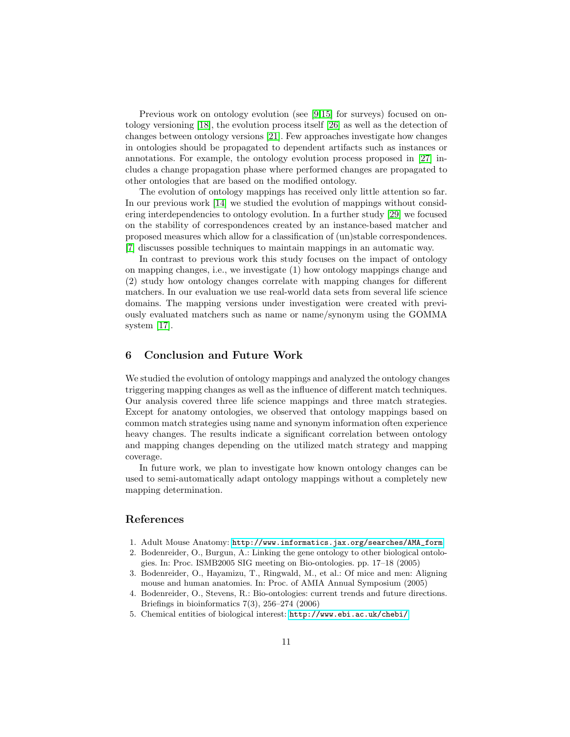Previous work on ontology evolution (see [9,15] for surveys) focused on ontology versioning [18], the evolution process itself [26] as well as the detection of changes between ontology versions [21]. Few approaches investigate how changes in ontologies should be propagated to dependent artifacts such as instances or annotations. For example, the ontology evolution process proposed in [27] includes a change propagation phase where performed changes are propagated to other ontologies that are based on the modified ontology.

The evolution of ontology mappings has received only little attention so far. In our previous work [14] we studied the evolution of mappings without considering interdependencies to ontology evolution. In a further study [29] we focused on the stability of correspondences created by an instance-based matcher and proposed measures which allow for a classification of (un)stable correspondences. [7] discusses possible techniques to maintain mappings in an automatic way.

In contrast to previous work this study focuses on the impact of ontology on mapping changes, i.e., we investigate (1) how ontology mappings change and (2) study how ontology changes correlate with mapping changes for different matchers. In our evaluation we use real-world data sets from several life science domains. The mapping versions under investigation were created with previously evaluated matchers such as name or name/synonym using the GOMMA system [17].

## 6 Conclusion and Future Work

We studied the evolution of ontology mappings and analyzed the ontology changes triggering mapping changes as well as the influence of different match techniques. Our analysis covered three life science mappings and three match strategies. Except for anatomy ontologies, we observed that ontology mappings based on common match strategies using name and synonym information often experience heavy changes. The results indicate a significant correlation between ontology and mapping changes depending on the utilized match strategy and mapping coverage.

In future work, we plan to investigate how known ontology changes can be used to semi-automatically adapt ontology mappings without a completely new mapping determination.

## References

1. Adult Mouse Anatomy: http://www.informatics.jax.org/searches/AMA_form
2. Bodenreider, O., Burgun, A.: Linking the gene ontology to other biological ontologies. In: Proc. ISMB2005 SIG meeting on Bio-ontologies. pp. 17–18 (2005)
3. Bodenreider, O., Hayamizu, T., Ringwald, M., et al.: Of mice and men: Aligning mouse and human anatomies. In: Proc. of AMIA Annual Symposium (2005)
4. Bodenreider, O., Stevens, R.: Bio-ontologies: current trends and future directions. Briefings in bioinformatics 7(3), 256–274 (2006)
5. Chemical entities of biological interest: http://www.ebi.ac.uk/chebi/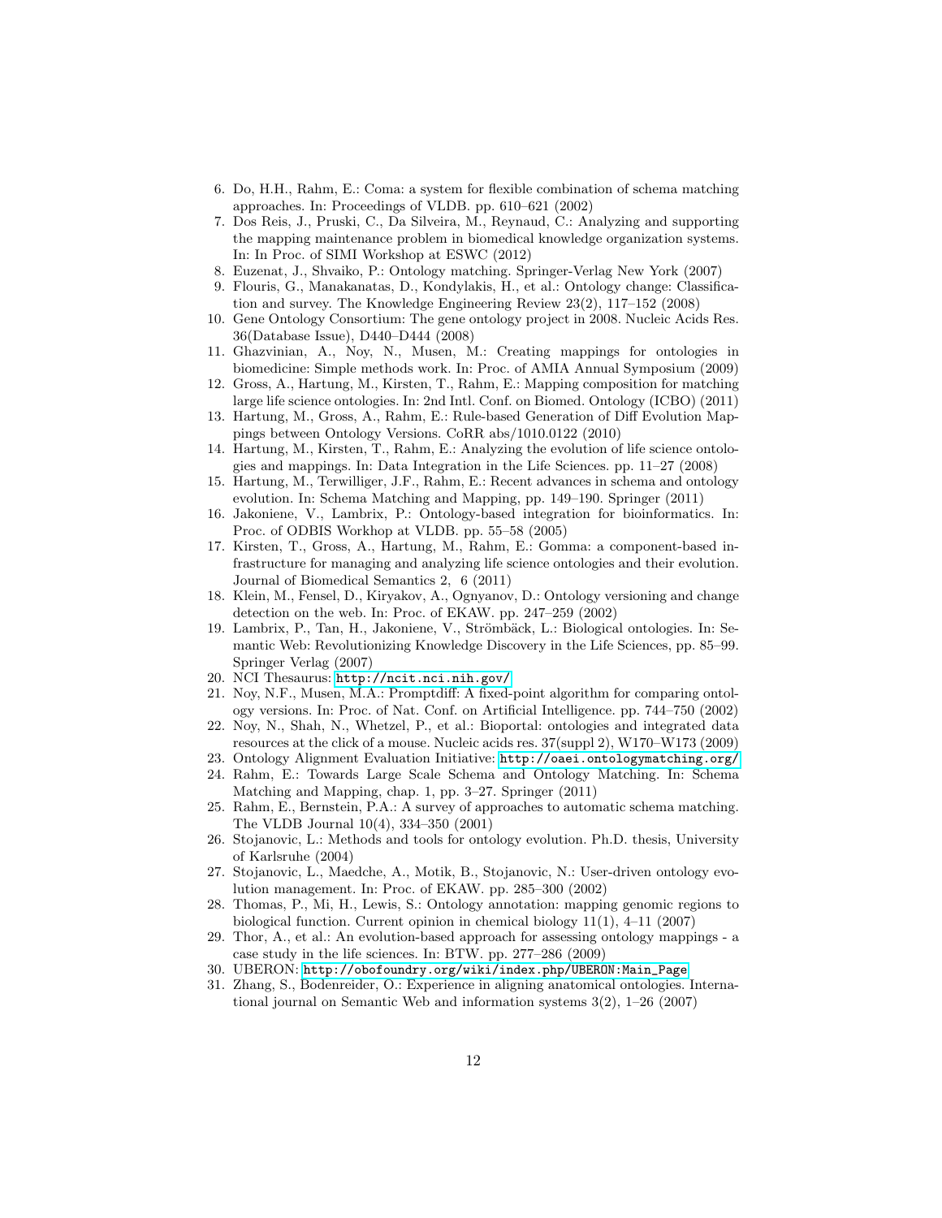6. Do, H.H., Rahm, E.: Coma: a system for flexible combination of schema matching approaches. In: Proceedings of VLDB. pp. 610–621 (2002)
7. Dos Reis, J., Pruski, C., Da Silveira, M., Reynaud, C.: Analyzing and supporting the mapping maintenance problem in biomedical knowledge organization systems. In: In Proc. of SIMI Workshop at ESWC (2012)
8. Euzenat, J., Shvaiko, P.: Ontology matching. Springer-Verlag New York (2007)
9. Flouris, G., Manakanatas, D., Kondylakis, H., et al.: Ontology change: Classification and survey. The Knowledge Engineering Review 23(2), 117–152 (2008)
10. Gene Ontology Consortium: The gene ontology project in 2008. Nucleic Acids Res. 36(Database Issue), D440–D444 (2008)
11. Ghazvinian, A., Noy, N., Musen, M.: Creating mappings for ontologies in biomedicine: Simple methods work. In: Proc. of AMIA Annual Symposium (2009)
12. Gross, A., Hartung, M., Kirsten, T., Rahm, E.: Mapping composition for matching large life science ontologies. In: 2nd Intl. Conf. on Biomed. Ontology (ICBO) (2011)
13. Hartung, M., Gross, A., Rahm, E.: Rule-based Generation of Diff Evolution Mappings between Ontology Versions. CoRR abs/1010.0122 (2010)
14. Hartung, M., Kirsten, T., Rahm, E.: Analyzing the evolution of life science ontologies and mappings. In: Data Integration in the Life Sciences. pp. 11–27 (2008)
15. Hartung, M., Terwilliger, J.F., Rahm, E.: Recent advances in schema and ontology evolution. In: Schema Matching and Mapping, pp. 149–190. Springer (2011)
16. Jakoniene, V., Lambrix, P.: Ontology-based integration for bioinformatics. In: Proc. of ODBIS Workhop at VLDB. pp. 55–58 (2005)
17. Kirsten, T., Gross, A., Hartung, M., Rahm, E.: Gomma: a component-based infrastructure for managing and analyzing life science ontologies and their evolution. Journal of Biomedical Semantics 2, 6 (2011)
18. Klein, M., Fensel, D., Kiryakov, A., Ognyanov, D.: Ontology versioning and change detection on the web. In: Proc. of EKAW. pp. 247–259 (2002)
19. Lambrix, P., Tan, H., Jakoniene, V., Strömbäck, L.: Biological ontologies. In: Semantic Web: Revolutionizing Knowledge Discovery in the Life Sciences, pp. 85–99. Springer Verlag (2007)
20. NCI Thesaurus: http://ncit.nci.nih.gov/
21. Noy, N.F., Musen, M.A.: Promptdiff: A fixed-point algorithm for comparing ontology versions. In: Proc. of Nat. Conf. on Artificial Intelligence. pp. 744–750 (2002)
22. Noy, N., Shah, N., Whetzel, P., et al.: Bioportal: ontologies and integrated data resources at the click of a mouse. Nucleic acids res. 37(suppl 2), W170–W173 (2009)
23. Ontology Alignment Evaluation Initiative: http://oaei.ontologymatching.org/
24. Rahm, E.: Towards Large Scale Schema and Ontology Matching. In: Schema Matching and Mapping, chap. 1, pp. 3–27. Springer (2011)
25. Rahm, E., Bernstein, P.A.: A survey of approaches to automatic schema matching. The VLDB Journal 10(4), 334–350 (2001)
26. Stojanovic, L.: Methods and tools for ontology evolution. Ph.D. thesis, University of Karlsruhe (2004)
27. Stojanovic, L., Maedche, A., Motik, B., Stojanovic, N.: User-driven ontology evolution management. In: Proc. of EKAW. pp. 285–300 (2002)
28. Thomas, P., Mi, H., Lewis, S.: Ontology annotation: mapping genomic regions to biological function. Current opinion in chemical biology 11(1), 4–11 (2007)
29. Thor, A., et al.: An evolution-based approach for assessing ontology mappings - a case study in the life sciences. In: BTW. pp. 277–286 (2009)
30. UBERON: http://obofoundry.org/wiki/index.php/UBERON:Main_Page
31. Zhang, S., Bodenreider, O.: Experience in aligning anatomical ontologies. International journal on Semantic Web and information systems 3(2), 1–26 (2007)